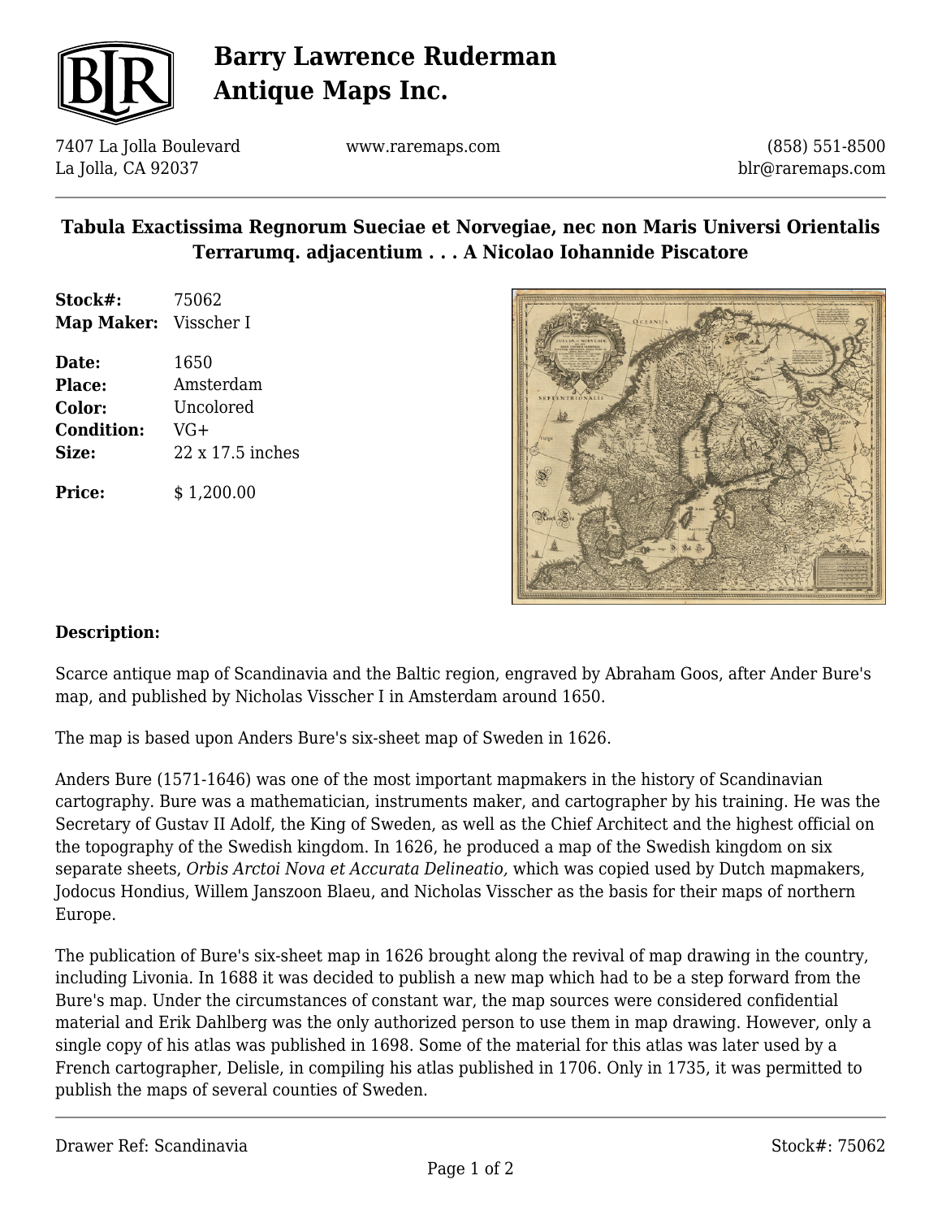# Barry Lawrence Ruderman Antique Maps Inc.

7407 La Jolla Boulevard
La Jolla, CA 92037

www.raremaps.com

(858) 551-8500
blr@raremaps.com

## Tabula Exactissima Regnorum Sueciae et Norvegiae, nec non Maris Universi Orientalis Terrarumq. adjacentium . . . A Nicolao Iohannide Piscatore

**Stock#:** 75062
**Map Maker:** Visscher I

**Date:** 1650
**Place:** Amsterdam
**Color:** Uncolored
**Condition:** VG+
**Size:** 22 x 17.5 inches

**Price:** $ 1,200.00

### Description:

Scarce antique map of Scandinavia and the Baltic region, engraved by Abraham Goos, after Ander Bure's map, and published by Nicholas Visscher I in Amsterdam around 1650.

The map is based upon Anders Bure's six-sheet map of Sweden in 1626.

Anders Bure (1571-1646) was one of the most important mapmakers in the history of Scandinavian cartography. Bure was a mathematician, instruments maker, and cartographer by his training. He was the Secretary of Gustav II Adolf, the King of Sweden, as well as the Chief Architect and the highest official on the topography of the Swedish kingdom. In 1626, he produced a map of the Swedish kingdom on six separate sheets, *Orbis Arctoi Nova et Accurata Delineatio,* which was copied used by Dutch mapmakers, Jodocus Hondius, Willem Janszoon Blaeu, and Nicholas Visscher as the basis for their maps of northern Europe.

The publication of Bure's six-sheet map in 1626 brought along the revival of map drawing in the country, including Livonia. In 1688 it was decided to publish a new map which had to be a step forward from the Bure's map. Under the circumstances of constant war, the map sources were considered confidential material and Erik Dahlberg was the only authorized person to use them in map drawing. However, only a single copy of his atlas was published in 1698. Some of the material for this atlas was later used by a French cartographer, Delisle, in compiling his atlas published in 1706. Only in 1735, it was permitted to publish the maps of several counties of Sweden.

Drawer Ref: Scandinavia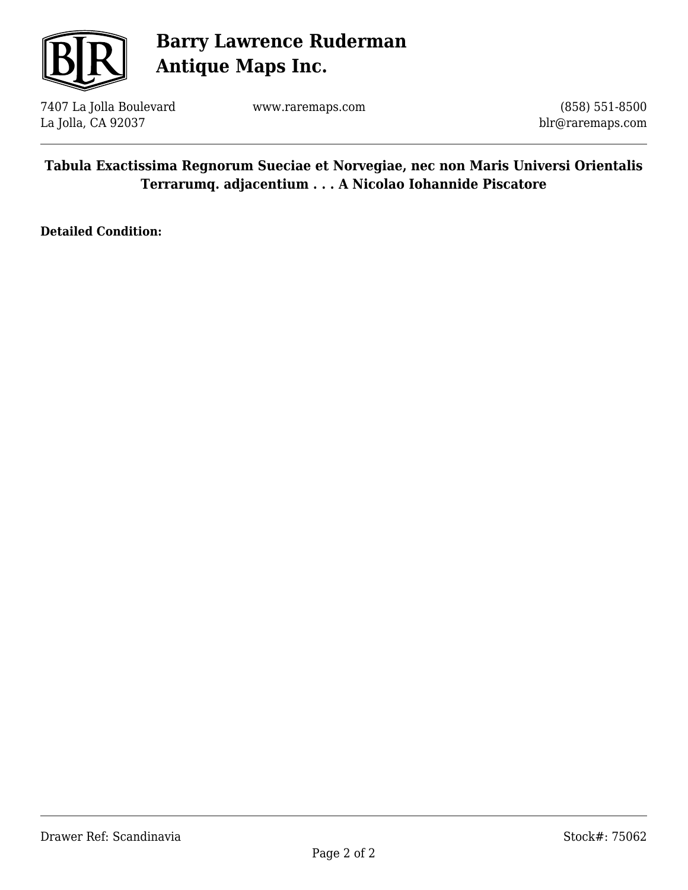**Tabula Exactissima Regnorum Sueciae et Norvegiae, nec non Maris Universi Orientalis Terrarumq. adjacentium . . . A Nicolao Iohannide Piscatore**

**Detailed Condition:**